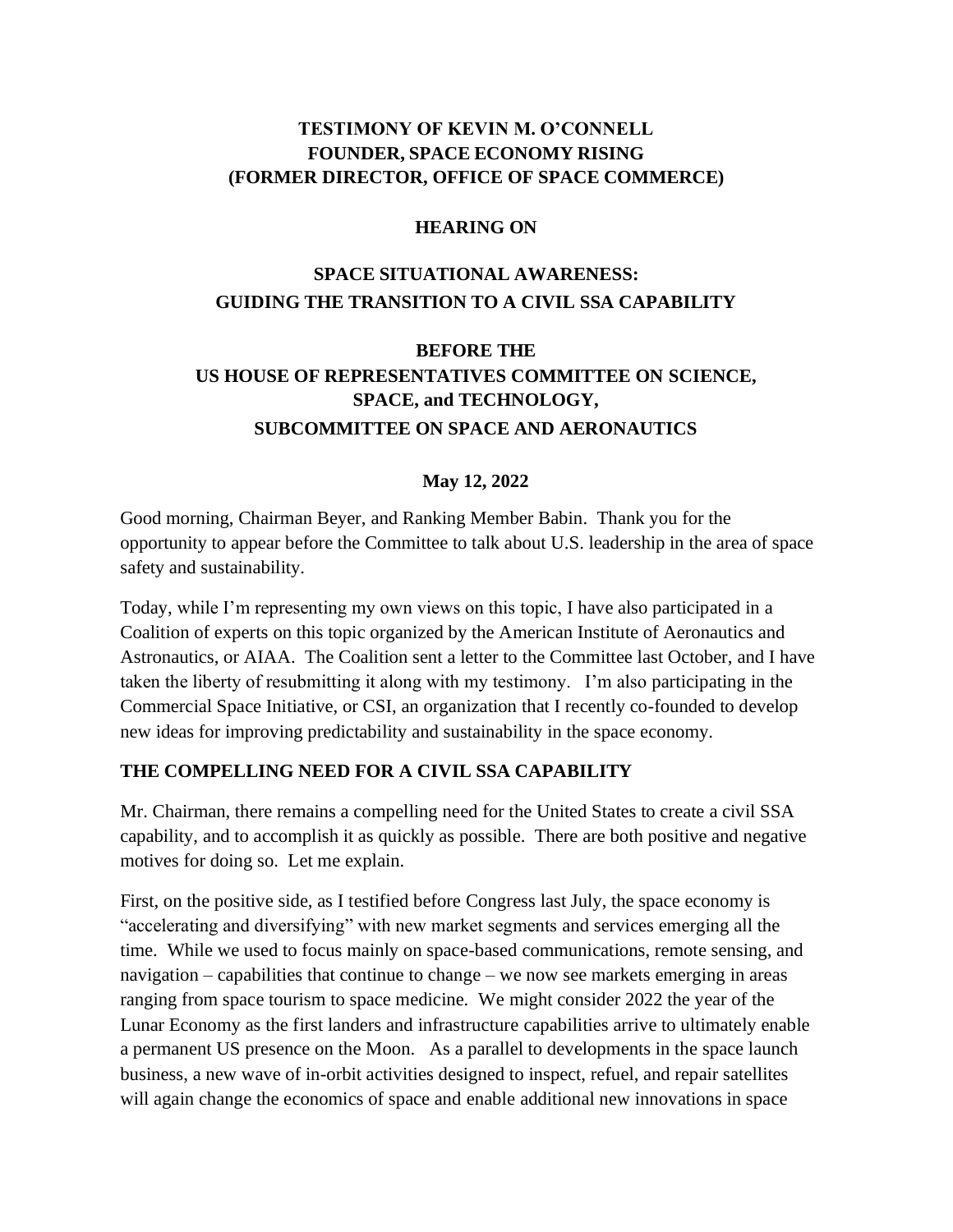**TESTIMONY OF KEVIN M. O'CONNELL**
**FOUNDER, SPACE ECONOMY RISING**
**(FORMER DIRECTOR, OFFICE OF SPACE COMMERCE)**

**HEARING ON**

**SPACE SITUATIONAL AWARENESS:**
**GUIDING THE TRANSITION TO A CIVIL SSA CAPABILITY**

**BEFORE THE**
**US HOUSE OF REPRESENTATIVES COMMITTEE ON SCIENCE, SPACE, and TECHNOLOGY,**
**SUBCOMMITTEE ON SPACE AND AERONAUTICS**

**May 12, 2022**

Good morning, Chairman Beyer, and Ranking Member Babin. Thank you for the opportunity to appear before the Committee to talk about U.S. leadership in the area of space safety and sustainability.

Today, while I'm representing my own views on this topic, I have also participated in a Coalition of experts on this topic organized by the American Institute of Aeronautics and Astronautics, or AIAA. The Coalition sent a letter to the Committee last October, and I have taken the liberty of resubmitting it along with my testimony. I'm also participating in the Commercial Space Initiative, or CSI, an organization that I recently co-founded to develop new ideas for improving predictability and sustainability in the space economy.

## THE COMPELLING NEED FOR A CIVIL SSA CAPABILITY

Mr. Chairman, there remains a compelling need for the United States to create a civil SSA capability, and to accomplish it as quickly as possible. There are both positive and negative motives for doing so. Let me explain.

First, on the positive side, as I testified before Congress last July, the space economy is "accelerating and diversifying" with new market segments and services emerging all the time. While we used to focus mainly on space-based communications, remote sensing, and navigation – capabilities that continue to change – we now see markets emerging in areas ranging from space tourism to space medicine. We might consider 2022 the year of the Lunar Economy as the first landers and infrastructure capabilities arrive to ultimately enable a permanent US presence on the Moon. As a parallel to developments in the space launch business, a new wave of in-orbit activities designed to inspect, refuel, and repair satellites will again change the economics of space and enable additional new innovations in space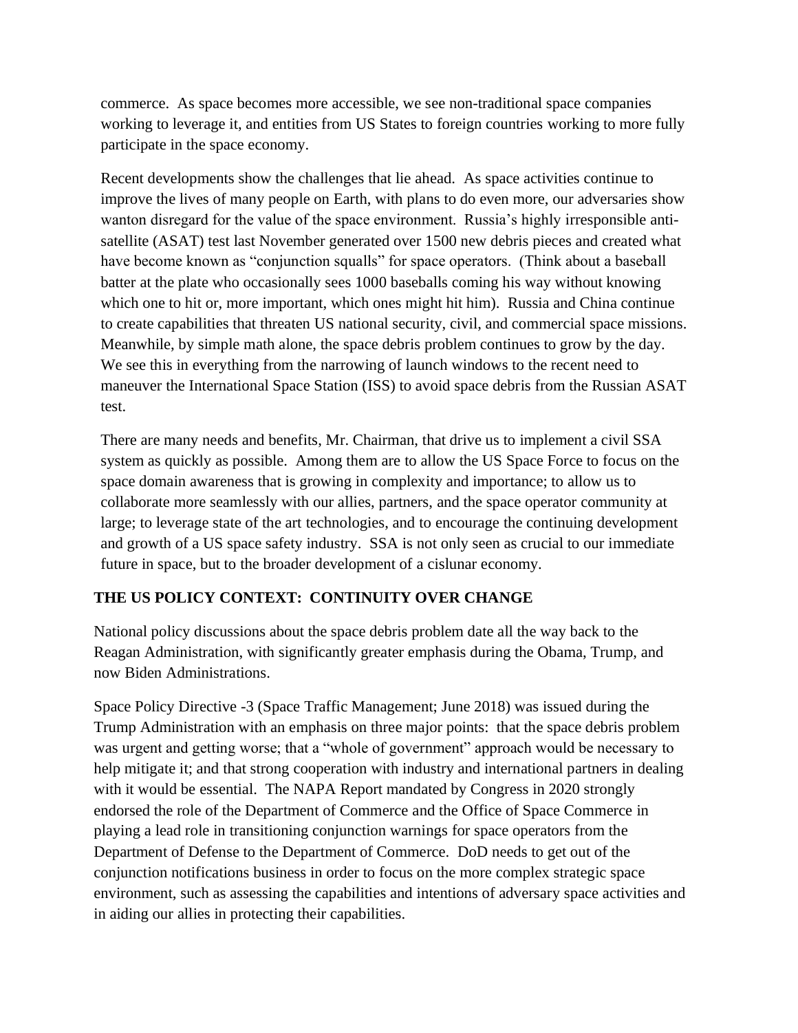commerce. As space becomes more accessible, we see non-traditional space companies working to leverage it, and entities from US States to foreign countries working to more fully participate in the space economy.

Recent developments show the challenges that lie ahead. As space activities continue to improve the lives of many people on Earth, with plans to do even more, our adversaries show wanton disregard for the value of the space environment. Russia's highly irresponsible anti-satellite (ASAT) test last November generated over 1500 new debris pieces and created what have become known as "conjunction squalls" for space operators. (Think about a baseball batter at the plate who occasionally sees 1000 baseballs coming his way without knowing which one to hit or, more important, which ones might hit him). Russia and China continue to create capabilities that threaten US national security, civil, and commercial space missions. Meanwhile, by simple math alone, the space debris problem continues to grow by the day. We see this in everything from the narrowing of launch windows to the recent need to maneuver the International Space Station (ISS) to avoid space debris from the Russian ASAT test.

There are many needs and benefits, Mr. Chairman, that drive us to implement a civil SSA system as quickly as possible. Among them are to allow the US Space Force to focus on the space domain awareness that is growing in complexity and importance; to allow us to collaborate more seamlessly with our allies, partners, and the space operator community at large; to leverage state of the art technologies, and to encourage the continuing development and growth of a US space safety industry. SSA is not only seen as crucial to our immediate future in space, but to the broader development of a cislunar economy.

## THE US POLICY CONTEXT: CONTINUITY OVER CHANGE

National policy discussions about the space debris problem date all the way back to the Reagan Administration, with significantly greater emphasis during the Obama, Trump, and now Biden Administrations.

Space Policy Directive -3 (Space Traffic Management; June 2018) was issued during the Trump Administration with an emphasis on three major points: that the space debris problem was urgent and getting worse; that a "whole of government" approach would be necessary to help mitigate it; and that strong cooperation with industry and international partners in dealing with it would be essential. The NAPA Report mandated by Congress in 2020 strongly endorsed the role of the Department of Commerce and the Office of Space Commerce in playing a lead role in transitioning conjunction warnings for space operators from the Department of Defense to the Department of Commerce. DoD needs to get out of the conjunction notifications business in order to focus on the more complex strategic space environment, such as assessing the capabilities and intentions of adversary space activities and in aiding our allies in protecting their capabilities.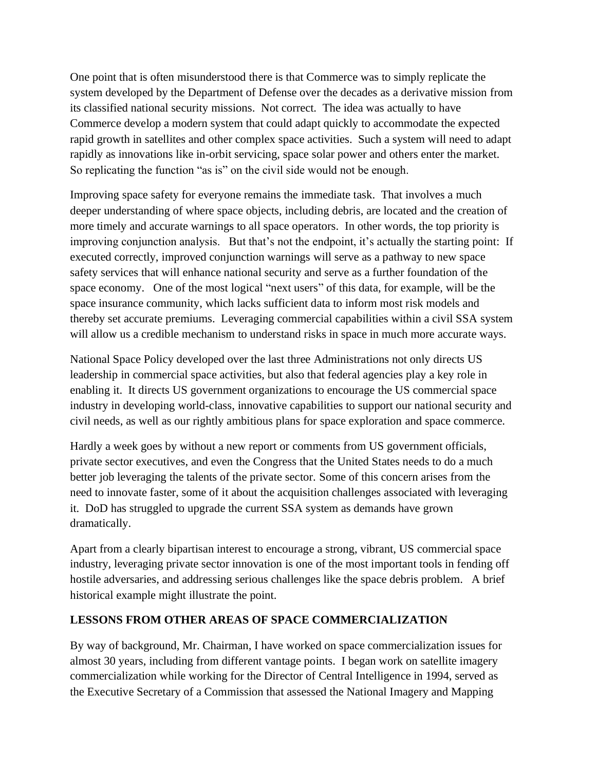One point that is often misunderstood there is that Commerce was to simply replicate the system developed by the Department of Defense over the decades as a derivative mission from its classified national security missions. Not correct. The idea was actually to have Commerce develop a modern system that could adapt quickly to accommodate the expected rapid growth in satellites and other complex space activities. Such a system will need to adapt rapidly as innovations like in-orbit servicing, space solar power and others enter the market. So replicating the function "as is" on the civil side would not be enough.

Improving space safety for everyone remains the immediate task. That involves a much deeper understanding of where space objects, including debris, are located and the creation of more timely and accurate warnings to all space operators. In other words, the top priority is improving conjunction analysis. But that's not the endpoint, it's actually the starting point: If executed correctly, improved conjunction warnings will serve as a pathway to new space safety services that will enhance national security and serve as a further foundation of the space economy. One of the most logical "next users" of this data, for example, will be the space insurance community, which lacks sufficient data to inform most risk models and thereby set accurate premiums. Leveraging commercial capabilities within a civil SSA system will allow us a credible mechanism to understand risks in space in much more accurate ways.

National Space Policy developed over the last three Administrations not only directs US leadership in commercial space activities, but also that federal agencies play a key role in enabling it. It directs US government organizations to encourage the US commercial space industry in developing world-class, innovative capabilities to support our national security and civil needs, as well as our rightly ambitious plans for space exploration and space commerce.

Hardly a week goes by without a new report or comments from US government officials, private sector executives, and even the Congress that the United States needs to do a much better job leveraging the talents of the private sector. Some of this concern arises from the need to innovate faster, some of it about the acquisition challenges associated with leveraging it. DoD has struggled to upgrade the current SSA system as demands have grown dramatically.

Apart from a clearly bipartisan interest to encourage a strong, vibrant, US commercial space industry, leveraging private sector innovation is one of the most important tools in fending off hostile adversaries, and addressing serious challenges like the space debris problem. A brief historical example might illustrate the point.

**LESSONS FROM OTHER AREAS OF SPACE COMMERCIALIZATION**

By way of background, Mr. Chairman, I have worked on space commercialization issues for almost 30 years, including from different vantage points. I began work on satellite imagery commercialization while working for the Director of Central Intelligence in 1994, served as the Executive Secretary of a Commission that assessed the National Imagery and Mapping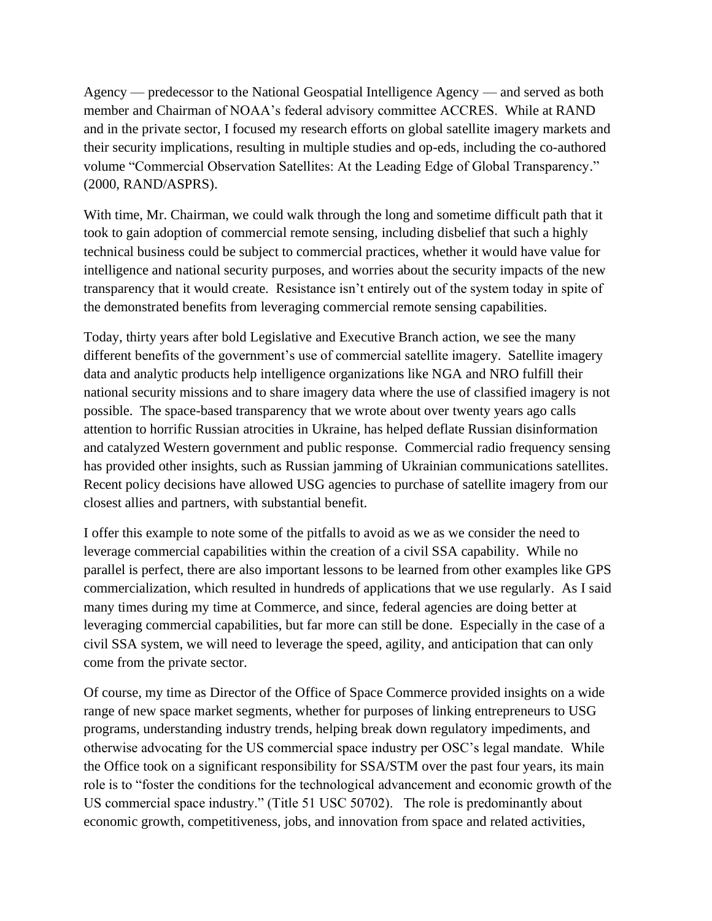Agency — predecessor to the National Geospatial Intelligence Agency — and served as both member and Chairman of NOAA's federal advisory committee ACCRES. While at RAND and in the private sector, I focused my research efforts on global satellite imagery markets and their security implications, resulting in multiple studies and op-eds, including the co-authored volume "Commercial Observation Satellites: At the Leading Edge of Global Transparency." (2000, RAND/ASPRS).

With time, Mr. Chairman, we could walk through the long and sometime difficult path that it took to gain adoption of commercial remote sensing, including disbelief that such a highly technical business could be subject to commercial practices, whether it would have value for intelligence and national security purposes, and worries about the security impacts of the new transparency that it would create. Resistance isn't entirely out of the system today in spite of the demonstrated benefits from leveraging commercial remote sensing capabilities.

Today, thirty years after bold Legislative and Executive Branch action, we see the many different benefits of the government's use of commercial satellite imagery. Satellite imagery data and analytic products help intelligence organizations like NGA and NRO fulfill their national security missions and to share imagery data where the use of classified imagery is not possible. The space-based transparency that we wrote about over twenty years ago calls attention to horrific Russian atrocities in Ukraine, has helped deflate Russian disinformation and catalyzed Western government and public response. Commercial radio frequency sensing has provided other insights, such as Russian jamming of Ukrainian communications satellites. Recent policy decisions have allowed USG agencies to purchase of satellite imagery from our closest allies and partners, with substantial benefit.

I offer this example to note some of the pitfalls to avoid as we as we consider the need to leverage commercial capabilities within the creation of a civil SSA capability. While no parallel is perfect, there are also important lessons to be learned from other examples like GPS commercialization, which resulted in hundreds of applications that we use regularly. As I said many times during my time at Commerce, and since, federal agencies are doing better at leveraging commercial capabilities, but far more can still be done. Especially in the case of a civil SSA system, we will need to leverage the speed, agility, and anticipation that can only come from the private sector.

Of course, my time as Director of the Office of Space Commerce provided insights on a wide range of new space market segments, whether for purposes of linking entrepreneurs to USG programs, understanding industry trends, helping break down regulatory impediments, and otherwise advocating for the US commercial space industry per OSC's legal mandate. While the Office took on a significant responsibility for SSA/STM over the past four years, its main role is to "foster the conditions for the technological advancement and economic growth of the US commercial space industry." (Title 51 USC 50702). The role is predominantly about economic growth, competitiveness, jobs, and innovation from space and related activities,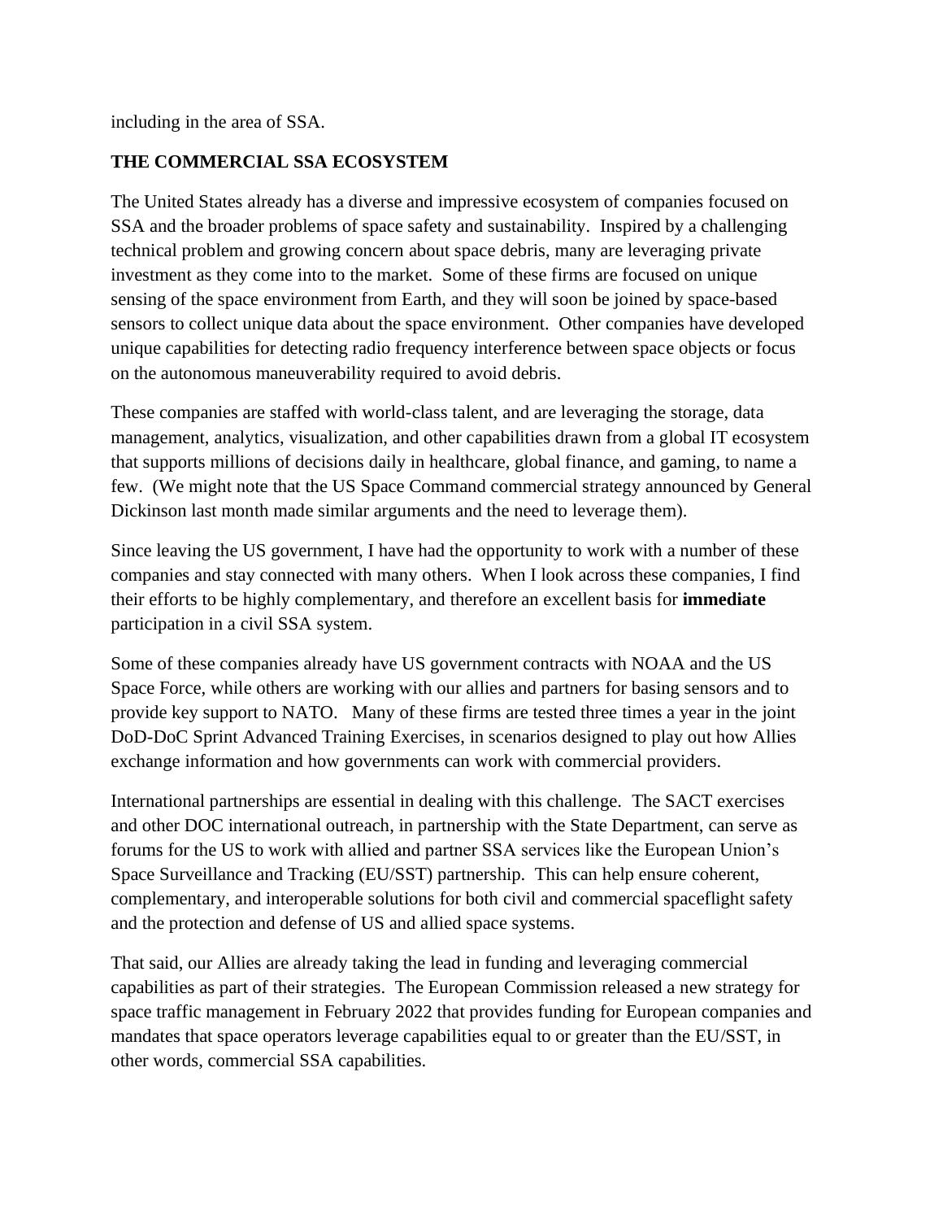including in the area of SSA.

**THE COMMERCIAL SSA ECOSYSTEM**

The United States already has a diverse and impressive ecosystem of companies focused on SSA and the broader problems of space safety and sustainability. Inspired by a challenging technical problem and growing concern about space debris, many are leveraging private investment as they come into to the market. Some of these firms are focused on unique sensing of the space environment from Earth, and they will soon be joined by space-based sensors to collect unique data about the space environment. Other companies have developed unique capabilities for detecting radio frequency interference between space objects or focus on the autonomous maneuverability required to avoid debris.

These companies are staffed with world-class talent, and are leveraging the storage, data management, analytics, visualization, and other capabilities drawn from a global IT ecosystem that supports millions of decisions daily in healthcare, global finance, and gaming, to name a few. (We might note that the US Space Command commercial strategy announced by General Dickinson last month made similar arguments and the need to leverage them).

Since leaving the US government, I have had the opportunity to work with a number of these companies and stay connected with many others. When I look across these companies, I find their efforts to be highly complementary, and therefore an excellent basis for **immediate** participation in a civil SSA system.

Some of these companies already have US government contracts with NOAA and the US Space Force, while others are working with our allies and partners for basing sensors and to provide key support to NATO. Many of these firms are tested three times a year in the joint DoD-DoC Sprint Advanced Training Exercises, in scenarios designed to play out how Allies exchange information and how governments can work with commercial providers.

International partnerships are essential in dealing with this challenge. The SACT exercises and other DOC international outreach, in partnership with the State Department, can serve as forums for the US to work with allied and partner SSA services like the European Union's Space Surveillance and Tracking (EU/SST) partnership. This can help ensure coherent, complementary, and interoperable solutions for both civil and commercial spaceflight safety and the protection and defense of US and allied space systems.

That said, our Allies are already taking the lead in funding and leveraging commercial capabilities as part of their strategies. The European Commission released a new strategy for space traffic management in February 2022 that provides funding for European companies and mandates that space operators leverage capabilities equal to or greater than the EU/SST, in other words, commercial SSA capabilities.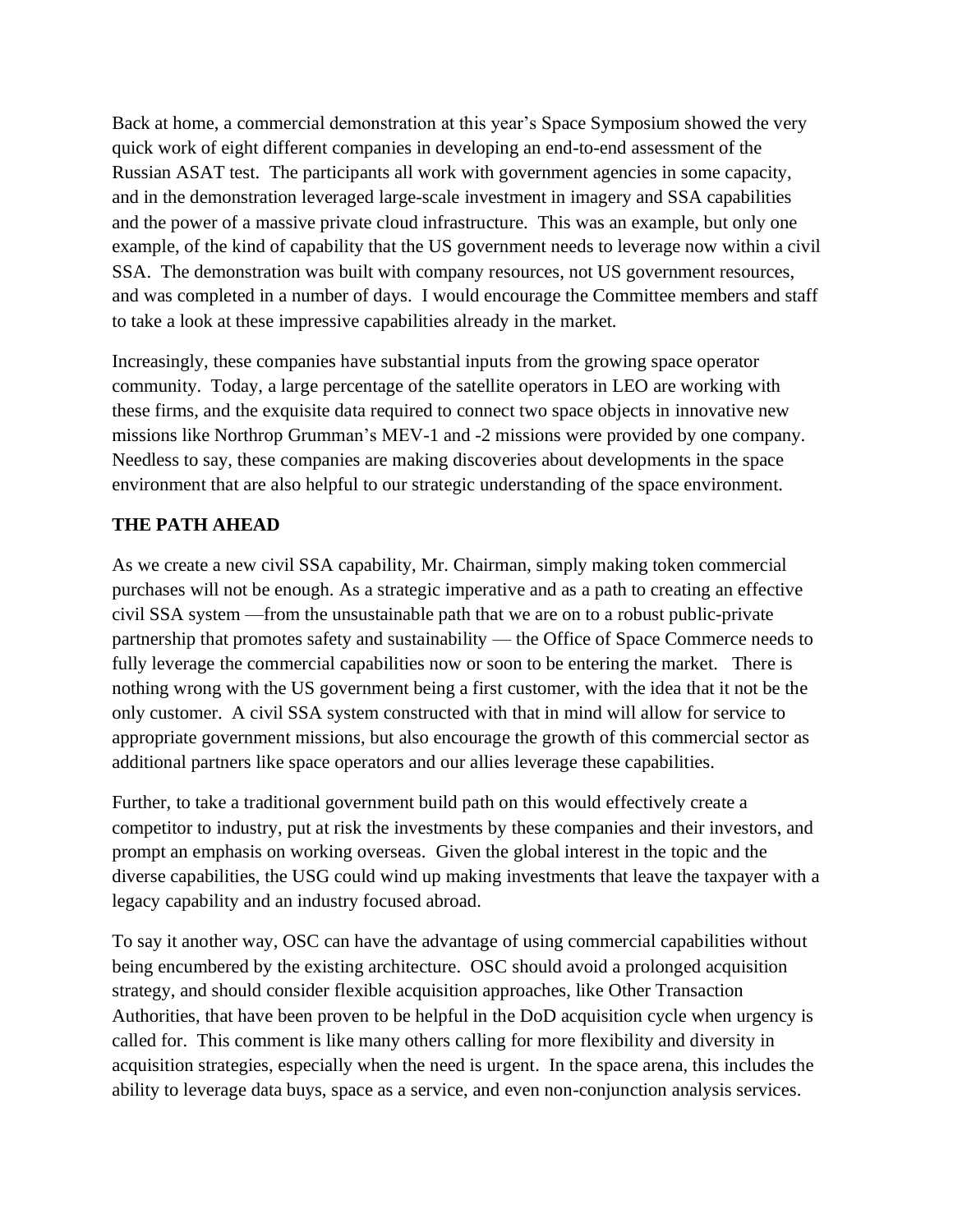Back at home, a commercial demonstration at this year's Space Symposium showed the very quick work of eight different companies in developing an end-to-end assessment of the Russian ASAT test. The participants all work with government agencies in some capacity, and in the demonstration leveraged large-scale investment in imagery and SSA capabilities and the power of a massive private cloud infrastructure. This was an example, but only one example, of the kind of capability that the US government needs to leverage now within a civil SSA. The demonstration was built with company resources, not US government resources, and was completed in a number of days. I would encourage the Committee members and staff to take a look at these impressive capabilities already in the market.

Increasingly, these companies have substantial inputs from the growing space operator community. Today, a large percentage of the satellite operators in LEO are working with these firms, and the exquisite data required to connect two space objects in innovative new missions like Northrop Grumman's MEV-1 and -2 missions were provided by one company. Needless to say, these companies are making discoveries about developments in the space environment that are also helpful to our strategic understanding of the space environment.

**THE PATH AHEAD**

As we create a new civil SSA capability, Mr. Chairman, simply making token commercial purchases will not be enough. As a strategic imperative and as a path to creating an effective civil SSA system —from the unsustainable path that we are on to a robust public-private partnership that promotes safety and sustainability — the Office of Space Commerce needs to fully leverage the commercial capabilities now or soon to be entering the market. There is nothing wrong with the US government being a first customer, with the idea that it not be the only customer. A civil SSA system constructed with that in mind will allow for service to appropriate government missions, but also encourage the growth of this commercial sector as additional partners like space operators and our allies leverage these capabilities.

Further, to take a traditional government build path on this would effectively create a competitor to industry, put at risk the investments by these companies and their investors, and prompt an emphasis on working overseas. Given the global interest in the topic and the diverse capabilities, the USG could wind up making investments that leave the taxpayer with a legacy capability and an industry focused abroad.

To say it another way, OSC can have the advantage of using commercial capabilities without being encumbered by the existing architecture. OSC should avoid a prolonged acquisition strategy, and should consider flexible acquisition approaches, like Other Transaction Authorities, that have been proven to be helpful in the DoD acquisition cycle when urgency is called for. This comment is like many others calling for more flexibility and diversity in acquisition strategies, especially when the need is urgent. In the space arena, this includes the ability to leverage data buys, space as a service, and even non-conjunction analysis services.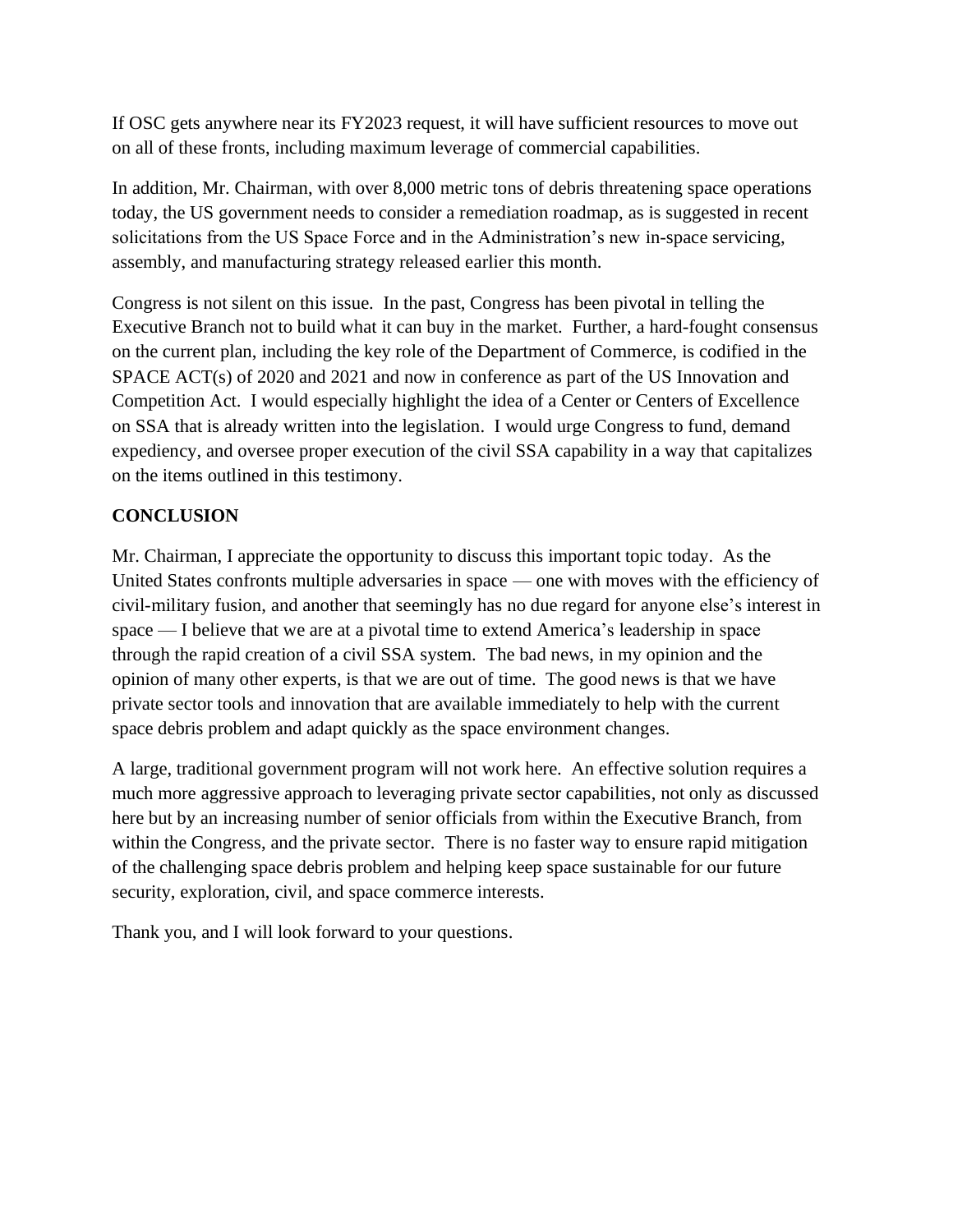If OSC gets anywhere near its FY2023 request, it will have sufficient resources to move out on all of these fronts, including maximum leverage of commercial capabilities.

In addition, Mr. Chairman, with over 8,000 metric tons of debris threatening space operations today, the US government needs to consider a remediation roadmap, as is suggested in recent solicitations from the US Space Force and in the Administration's new in-space servicing, assembly, and manufacturing strategy released earlier this month.

Congress is not silent on this issue. In the past, Congress has been pivotal in telling the Executive Branch not to build what it can buy in the market. Further, a hard-fought consensus on the current plan, including the key role of the Department of Commerce, is codified in the SPACE ACT(s) of 2020 and 2021 and now in conference as part of the US Innovation and Competition Act. I would especially highlight the idea of a Center or Centers of Excellence on SSA that is already written into the legislation. I would urge Congress to fund, demand expediency, and oversee proper execution of the civil SSA capability in a way that capitalizes on the items outlined in this testimony.

## CONCLUSION

Mr. Chairman, I appreciate the opportunity to discuss this important topic today. As the United States confronts multiple adversaries in space — one with moves with the efficiency of civil-military fusion, and another that seemingly has no due regard for anyone else's interest in space — I believe that we are at a pivotal time to extend America's leadership in space through the rapid creation of a civil SSA system. The bad news, in my opinion and the opinion of many other experts, is that we are out of time. The good news is that we have private sector tools and innovation that are available immediately to help with the current space debris problem and adapt quickly as the space environment changes.

A large, traditional government program will not work here. An effective solution requires a much more aggressive approach to leveraging private sector capabilities, not only as discussed here but by an increasing number of senior officials from within the Executive Branch, from within the Congress, and the private sector. There is no faster way to ensure rapid mitigation of the challenging space debris problem and helping keep space sustainable for our future security, exploration, civil, and space commerce interests.

Thank you, and I will look forward to your questions.